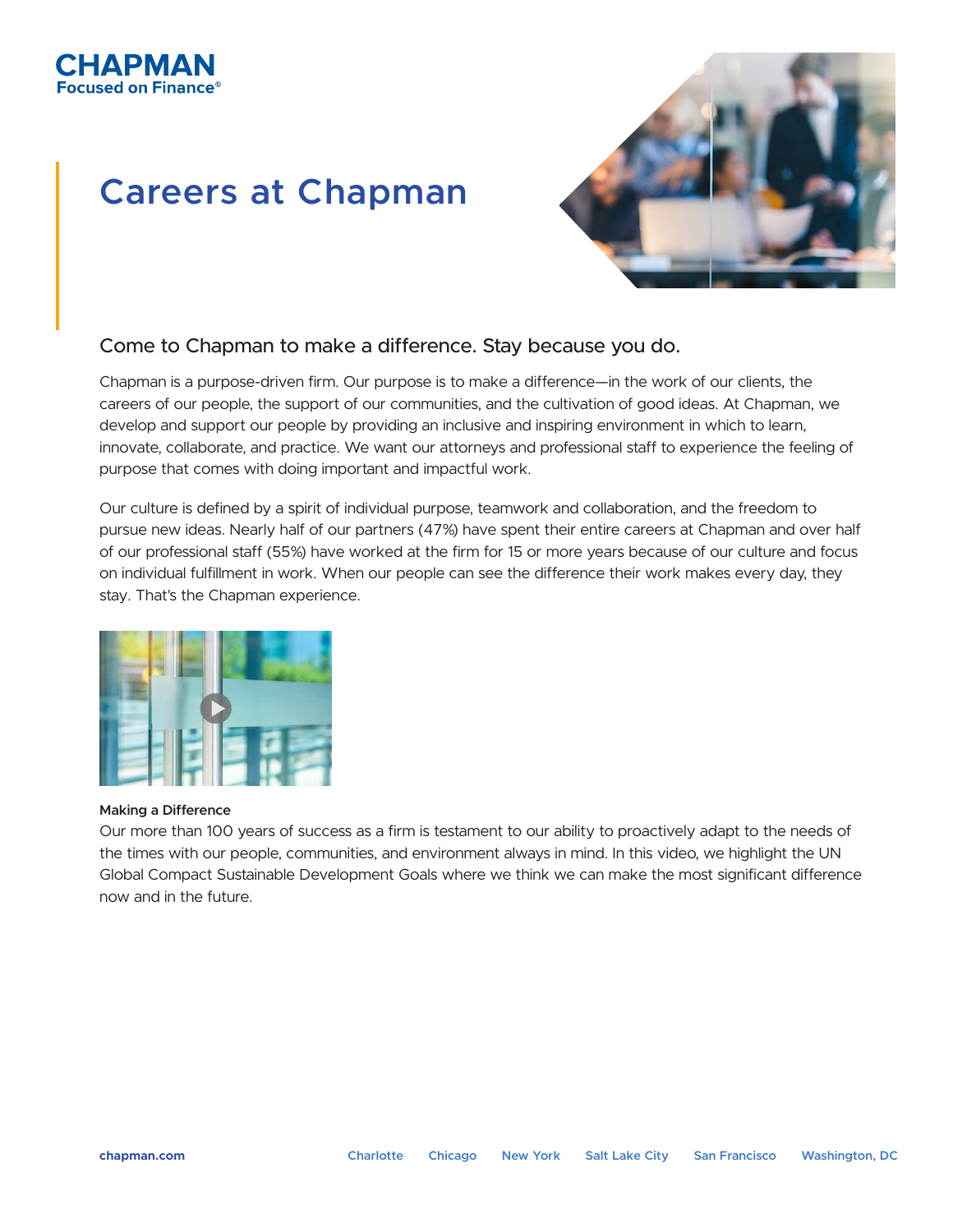CHAPMAN
Focused on Finance®

# Careers at Chapman

## Come to Chapman to make a difference. Stay because you do.

Chapman is a purpose-driven firm. Our purpose is to make a difference—in the work of our clients, the careers of our people, the support of our communities, and the cultivation of good ideas. At Chapman, we develop and support our people by providing an inclusive and inspiring environment in which to learn, innovate, collaborate, and practice. We want our attorneys and professional staff to experience the feeling of purpose that comes with doing important and impactful work.

Our culture is defined by a spirit of individual purpose, teamwork and collaboration, and the freedom to pursue new ideas. Nearly half of our partners (47%) have spent their entire careers at Chapman and over half of our professional staff (55%) have worked at the firm for 15 or more years because of our culture and focus on individual fulfillment in work. When our people can see the difference their work makes every day, they stay. That's the Chapman experience.

**Making a Difference**

Our more than 100 years of success as a firm is testament to our ability to proactively adapt to the needs of the times with our people, communities, and environment always in mind. In this video, we highlight the UN Global Compact Sustainable Development Goals where we think we can make the most significant difference now and in the future.

chapman.com — Charlotte · Chicago · New York · Salt Lake City · San Francisco · Washington, DC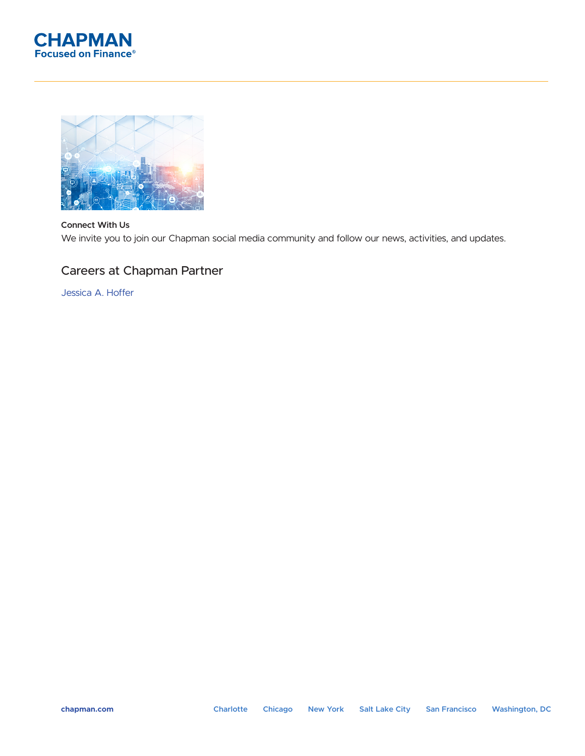**Connect With Us**

We invite you to join our Chapman social media community and follow our news, activities, and updates.

## Careers at Chapman Partner

Jessica A. Hoffer

chapman.com

Charlotte Chicago New York Salt Lake City San Francisco Washington, DC